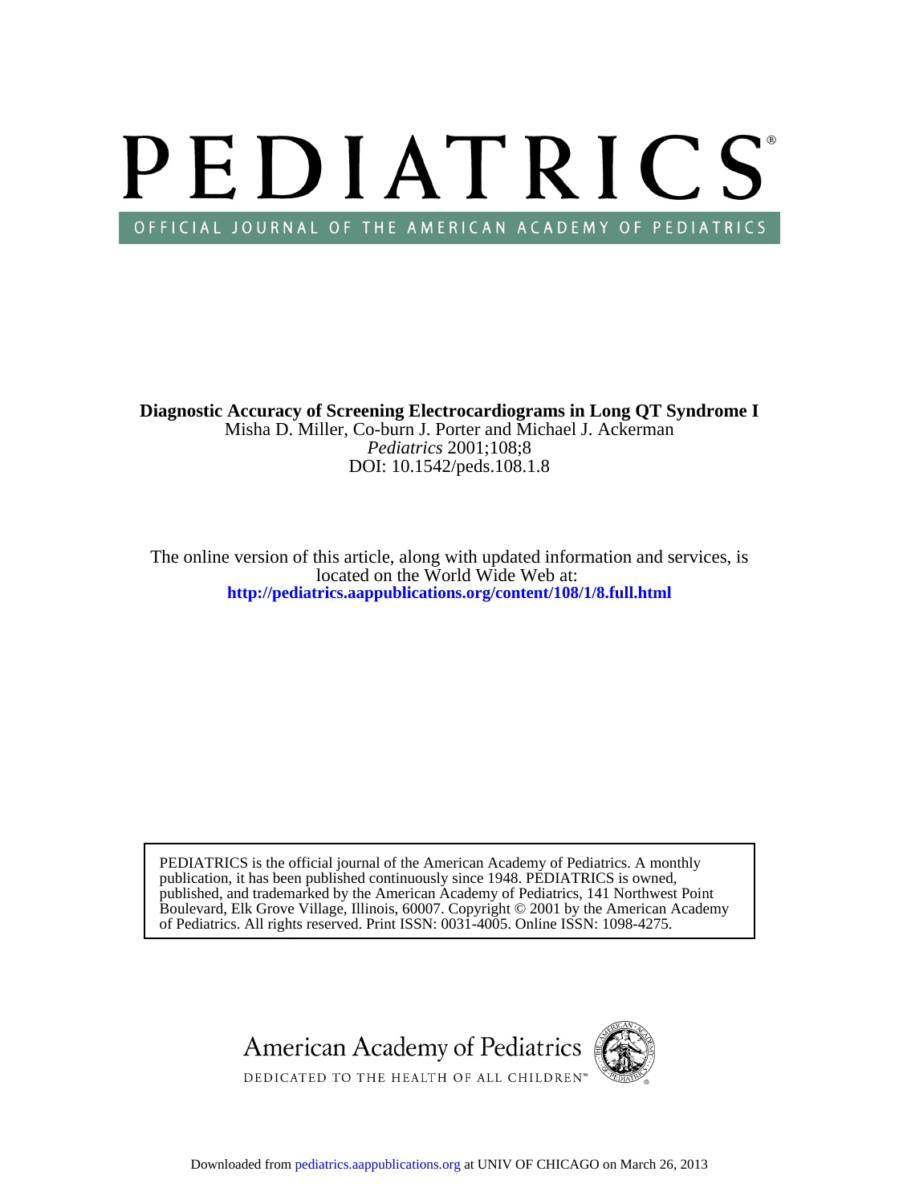# PEDIATRICS

OFFICIAL JOURNAL OF THE AMERICAN ACADEMY OF PEDIATRICS

**Diagnostic Accuracy of Screening Electrocardiograms in Long QT Syndrome I**

Misha D. Miller, Co-burn J. Porter and Michael J. Ackerman

*Pediatrics* 2001;108;8

DOI: 10.1542/peds.108.1.8

The online version of this article, along with updated information and services, is located on the World Wide Web at:

**http://pediatrics.aappublications.org/content/108/1/8.full.html**

PEDIATRICS is the official journal of the American Academy of Pediatrics. A monthly publication, it has been published continuously since 1948. PEDIATRICS is owned, published, and trademarked by the American Academy of Pediatrics, 141 Northwest Point Boulevard, Elk Grove Village, Illinois, 60007. Copyright © 2001 by the American Academy of Pediatrics. All rights reserved. Print ISSN: 0031-4005. Online ISSN: 1098-4275.

American Academy of Pediatrics

DEDICATED TO THE HEALTH OF ALL CHILDREN™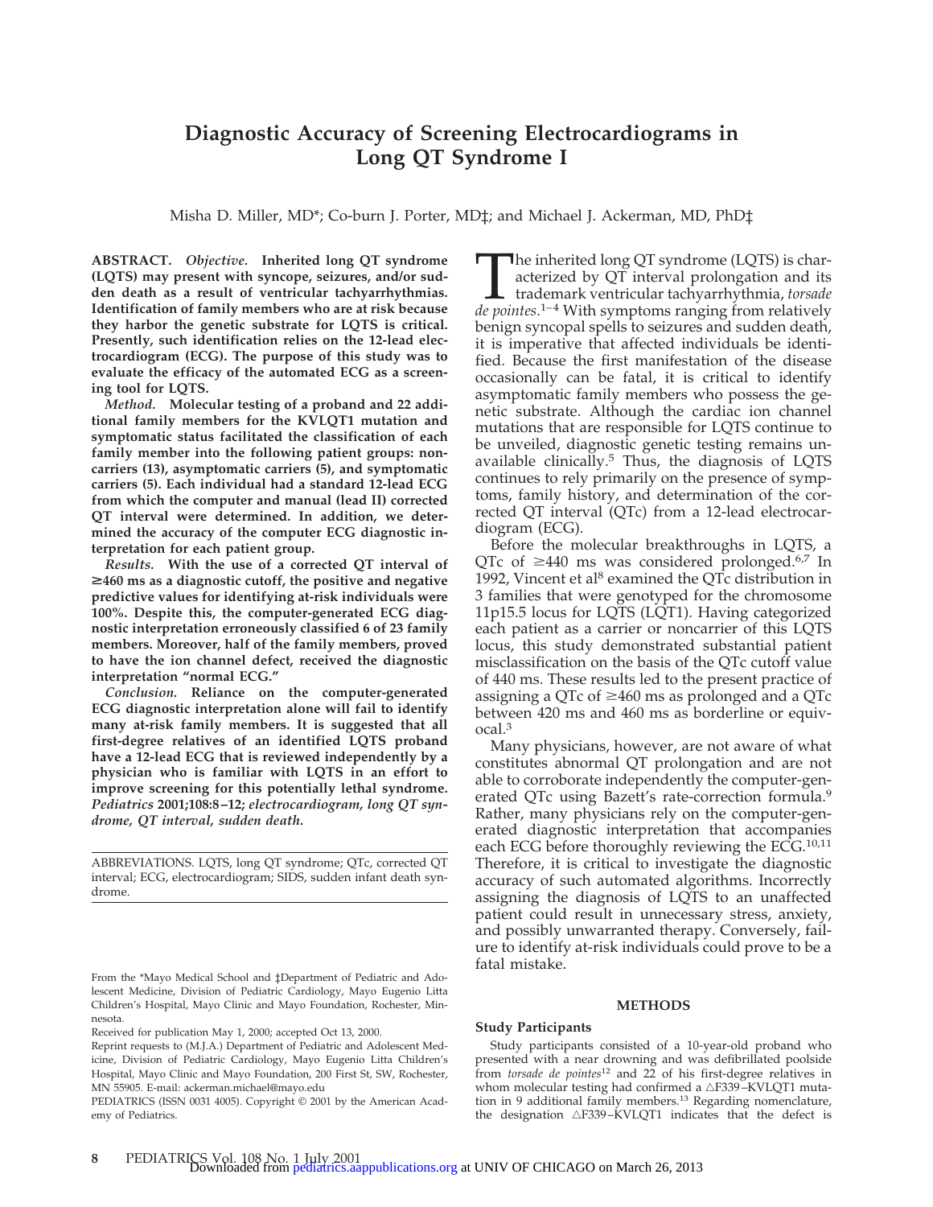# Diagnostic Accuracy of Screening Electrocardiograms in Long QT Syndrome I

Misha D. Miller, MD*; Co-burn J. Porter, MD‡; and Michael J. Ackerman, MD, PhD‡

**ABSTRACT.** ***Objective.*** **Inherited long QT syndrome (LQTS) may present with syncope, seizures, and/or sudden death as a result of ventricular tachyarrhythmias. Identification of family members who are at risk because they harbor the genetic substrate for LQTS is critical. Presently, such identification relies on the 12-lead electrocardiogram (ECG). The purpose of this study was to evaluate the efficacy of the automated ECG as a screening tool for LQTS.**

***Method.*** **Molecular testing of a proband and 22 additional family members for the KVLQT1 mutation and symptomatic status facilitated the classification of each family member into the following patient groups: noncarriers (13), asymptomatic carriers (5), and symptomatic carriers (5). Each individual had a standard 12-lead ECG from which the computer and manual (lead II) corrected QT interval were determined. In addition, we determined the accuracy of the computer ECG diagnostic interpretation for each patient group.**

***Results.*** **With the use of a corrected QT interval of ≥460 ms as a diagnostic cutoff, the positive and negative predictive values for identifying at-risk individuals were 100%. Despite this, the computer-generated ECG diagnostic interpretation erroneously classified 6 of 23 family members. Moreover, half of the family members, proved to have the ion channel defect, received the diagnostic interpretation "normal ECG."**

***Conclusion.*** **Reliance on the computer-generated ECG diagnostic interpretation alone will fail to identify many at-risk family members. It is suggested that all first-degree relatives of an identified LQTS proband have a 12-lead ECG that is reviewed independently by a physician who is familiar with LQTS in an effort to improve screening for this potentially lethal syndrome.** ***Pediatrics*** **2001;108:8–12;** ***electrocardiogram, long QT syndrome, QT interval, sudden death.***

ABBREVIATIONS. LQTS, long QT syndrome; QTc, corrected QT interval; ECG, electrocardiogram; SIDS, sudden infant death syndrome.

From the *Mayo Medical School and ‡Department of Pediatric and Adolescent Medicine, Division of Pediatric Cardiology, Mayo Eugenio Litta Children's Hospital, Mayo Clinic and Mayo Foundation, Rochester, Minnesota.

Received for publication May 1, 2000; accepted Oct 13, 2000.

Reprint requests to (M.J.A.) Department of Pediatric and Adolescent Medicine, Division of Pediatric Cardiology, Mayo Eugenio Litta Children's Hospital, Mayo Clinic and Mayo Foundation, 200 First St, SW, Rochester, MN 55905. E-mail: ackerman.michael@mayo.edu

PEDIATRICS (ISSN 0031 4005). Copyright © 2001 by the American Academy of Pediatrics.

The inherited long QT syndrome (LQTS) is characterized by QT interval prolongation and its trademark ventricular tachyarrhythmia, *torsade de pointes*.[1–4] With symptoms ranging from relatively benign syncopal spells to seizures and sudden death, it is imperative that affected individuals be identified. Because the first manifestation of the disease occasionally can be fatal, it is critical to identify asymptomatic family members who possess the genetic substrate. Although the cardiac ion channel mutations that are responsible for LQTS continue to be unveiled, diagnostic genetic testing remains unavailable clinically.[5] Thus, the diagnosis of LQTS continues to rely primarily on the presence of symptoms, family history, and determination of the corrected QT interval (QTc) from a 12-lead electrocardiogram (ECG).

Before the molecular breakthroughs in LQTS, a QTc of ≥440 ms was considered prolonged.[6,7] In 1992, Vincent et al[8] examined the QTc distribution in 3 families that were genotyped for the chromosome 11p15.5 locus for LQTS (LQT1). Having categorized each patient as a carrier or noncarrier of this LQTS locus, this study demonstrated substantial patient misclassification on the basis of the QTc cutoff value of 440 ms. These results led to the present practice of assigning a QTc of ≥460 ms as prolonged and a QTc between 420 ms and 460 ms as borderline or equivocal.[3]

Many physicians, however, are not aware of what constitutes abnormal QT prolongation and are not able to corroborate independently the computer-generated QTc using Bazett's rate-correction formula.[9] Rather, many physicians rely on the computer-generated diagnostic interpretation that accompanies each ECG before thoroughly reviewing the ECG.[10,11] Therefore, it is critical to investigate the diagnostic accuracy of such automated algorithms. Incorrectly assigning the diagnosis of LQTS to an unaffected patient could result in unnecessary stress, anxiety, and possibly unwarranted therapy. Conversely, failure to identify at-risk individuals could prove to be a fatal mistake.

## METHODS

### Study Participants

Study participants consisted of a 10-year-old proband who presented with a near drowning and was defibrillated poolside from *torsade de pointes*[12] and 22 of his first-degree relatives in whom molecular testing had confirmed a △F339–KVLQT1 mutation in 9 additional family members.[13] Regarding nomenclature, the designation △F339–KVLQT1 indicates that the defect is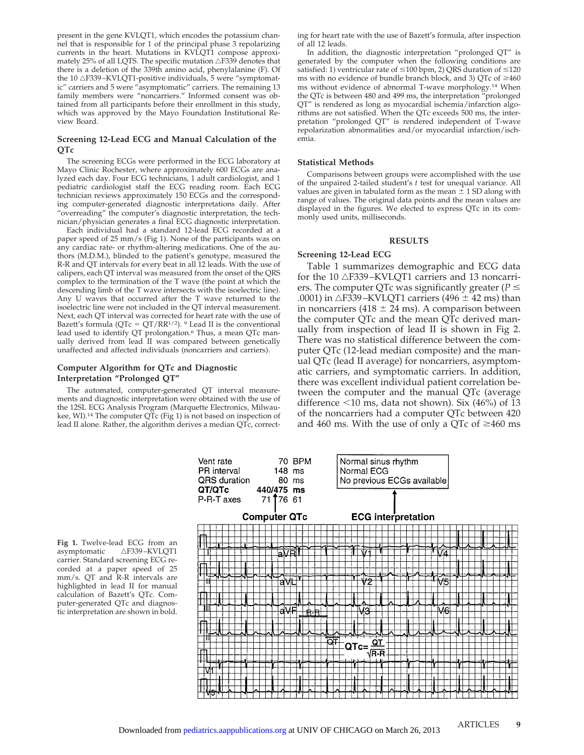present in the gene KVLQT1, which encodes the potassium channel that is responsible for 1 of the principal phase 3 repolarizing currents in the heart. Mutations in KVLQT1 compose approximately 25% of all LQTS. The specific mutation △F339 denotes that there is a deletion of the 339th amino acid, phenylalanine (F). Of the 10 △F339–KVLQT1-positive individuals, 5 were "symptomatic" carriers and 5 were "asymptomatic" carriers. The remaining 13 family members were "noncarriers." Informed consent was obtained from all participants before their enrollment in this study, which was approved by the Mayo Foundation Institutional Review Board.

### Screening 12-Lead ECG and Manual Calculation of the QTc

The screening ECGs were performed in the ECG laboratory at Mayo Clinic Rochester, where approximately 600 ECGs are analyzed each day. Four ECG technicians, 1 adult cardiologist, and 1 pediatric cardiologist staff the ECG reading room. Each ECG technician reviews approximately 150 ECGs and the corresponding computer-generated diagnostic interpretations daily. After "overreading" the computer's diagnostic interpretation, the technician/physician generates a final ECG diagnostic interpretation.

Each individual had a standard 12-lead ECG recorded at a paper speed of 25 mm/s (Fig 1). None of the participants was on any cardiac rate- or rhythm-altering medications. One of the authors (M.D.M.), blinded to the patient's genotype, measured the R-R and QT intervals for every beat in all 12 leads. With the use of calipers, each QT interval was measured from the onset of the QRS complex to the termination of the T wave (the point at which the descending limb of the T wave intersects with the isoelectric line). Any U waves that occurred after the T wave returned to the isoelectric line were not included in the QT interval measurement. Next, each QT interval was corrected for heart rate with the use of Bazett's formula ($QTc = QT/RR^{1/2}$). [9] Lead II is the conventional lead used to identify QT prolongation.[6] Thus, a mean QTc manually derived from lead II was compared between genetically unaffected and affected individuals (noncarriers and carriers).

### Computer Algorithm for QTc and Diagnostic Interpretation "Prolonged QT"

The automated, computer-generated QT interval measurements and diagnostic interpretation were obtained with the use of the 12SL ECG Analysis Program (Marquette Electronics, Milwaukee, WI).[14] The computer QTc (Fig 1) is not based on inspection of lead II alone. Rather, the algorithm derives a median QTc, correcting for heart rate with the use of Bazett's formula, after inspection of all 12 leads.

In addition, the diagnostic interpretation "prolonged QT" is generated by the computer when the following conditions are satisfied: 1) ventricular rate of ≤100 bpm, 2) QRS duration of ≤120 ms with no evidence of bundle branch block, and 3) QTc of ≥460 ms without evidence of abnormal T-wave morphology.[14] When the QTc is between 480 and 499 ms, the interpretation "prolonged QT" is rendered as long as myocardial ischemia/infarction algorithms are not satisfied. When the QTc exceeds 500 ms, the interpretation "prolonged QT" is rendered independent of T-wave repolarization abnormalities and/or myocardial infarction/ischemia.

### Statistical Methods

Comparisons between groups were accomplished with the use of the unpaired 2-tailed student's *t* test for unequal variance. All values are given in tabulated form as the mean ± 1 SD along with range of values. The original data points and the mean values are displayed in the figures. We elected to express QTc in its commonly used units, milliseconds.

## RESULTS

### Screening 12-Lead ECG

Table 1 summarizes demographic and ECG data for the 10 △F339–KVLQT1 carriers and 13 noncarriers. The computer QTc was significantly greater ($P \leq .0001$) in △F339–KVLQT1 carriers (496 ± 42 ms) than in noncarriers (418 ± 24 ms). A comparison between the computer QTc and the mean QTc derived manually from inspection of lead II is shown in Fig 2. There was no statistical difference between the computer QTc (12-lead median composite) and the manual QTc (lead II average) for noncarriers, asymptomatic carriers, and symptomatic carriers. In addition, there was excellent individual patient correlation between the computer and the manual QTc (average difference <10 ms, data not shown). Six (46%) of 13 of the noncarriers had a computer QTc between 420 and 460 ms. With the use of only a QTc of ≥460 ms

Vent rate 70 BPM
PR interval 148 ms
QRS duration 80 ms
**QT/QTc 440/475 ms**
P-R-T axes 71 76 61

Normal sinus rhythm
Normal ECG
No previous ECGs available

**Computer QTc**
**ECG interpretation**

I aVR V1 V4
II aVL V2 V5
III aVF R-R V3 V6
II QT $QTc = \frac{QT}{\sqrt{R\text{-}R}}$
V1
V5

**Fig 1.** Twelve-lead ECG from an asymptomatic △F339–KVLQT1 carrier. Standard screening ECG recorded at a paper speed of 25 mm/s. QT and R-R intervals are highlighted in lead II for manual calculation of Bazett's QTc. Computer-generated QTc and diagnostic interpretation are shown in bold.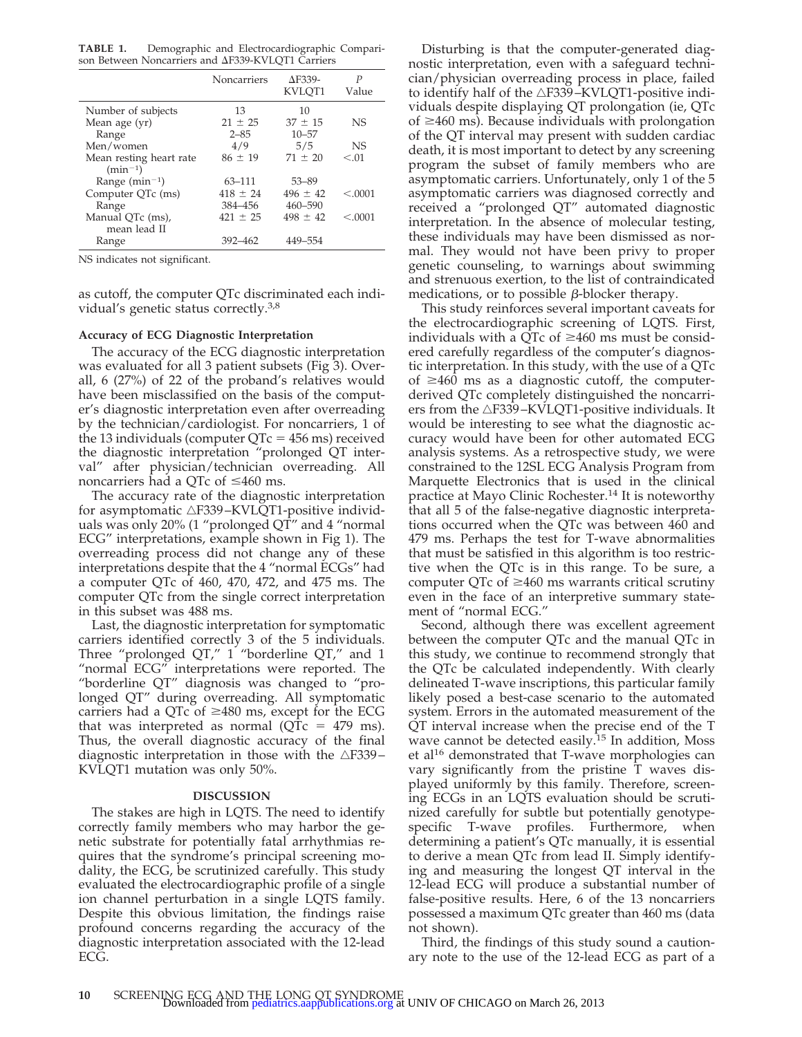**TABLE 1.** Demographic and Electrocardiographic Comparison Between Noncarriers and ΔF339-KVLQT1 Carriers

| | Noncarriers | ΔF339-KVLQT1 | P Value |
|---|---|---|---|
| Number of subjects | 13 | 10 | |
| Mean age (yr) | 21 ± 25 | 37 ± 15 | NS |
| Range | 2–85 | 10–57 | |
| Men/women | 4/9 | 5/5 | NS |
| Mean resting heart rate ($min^{-1}$) | 86 ± 19 | 71 ± 20 | <.01 |
| Range ($min^{-1}$) | 63–111 | 53–89 | |
| Computer QTc (ms) | 418 ± 24 | 496 ± 42 | <.0001 |
| Range | 384–456 | 460–590 | |
| Manual QTc (ms), mean lead II | 421 ± 25 | 498 ± 42 | <.0001 |
| Range | 392–462 | 449–554 | |

NS indicates not significant.

as cutoff, the computer QTc discriminated each individual's genetic status correctly.[3,8]

### Accuracy of ECG Diagnostic Interpretation

The accuracy of the ECG diagnostic interpretation was evaluated for all 3 patient subsets (Fig 3). Overall, 6 (27%) of 22 of the proband's relatives would have been misclassified on the basis of the computer's diagnostic interpretation even after overreading by the technician/cardiologist. For noncarriers, 1 of the 13 individuals (computer QTc = 456 ms) received the diagnostic interpretation "prolonged QT interval" after physician/technician overreading. All noncarriers had a QTc of ≤460 ms.

The accuracy rate of the diagnostic interpretation for asymptomatic △F339–KVLQT1-positive individuals was only 20% (1 "prolonged QT" and 4 "normal ECG" interpretations, example shown in Fig 1). The overreading process did not change any of these interpretations despite that the 4 "normal ECGs" had a computer QTc of 460, 470, 472, and 475 ms. The computer QTc from the single correct interpretation in this subset was 488 ms.

Last, the diagnostic interpretation for symptomatic carriers identified correctly 3 of the 5 individuals. Three "prolonged QT," 1 "borderline QT," and 1 "normal ECG" interpretations were reported. The "borderline QT" diagnosis was changed to "prolonged QT" during overreading. All symptomatic carriers had a QTc of ≥480 ms, except for the ECG that was interpreted as normal (QTc = 479 ms). Thus, the overall diagnostic accuracy of the final diagnostic interpretation in those with the △F339–KVLQT1 mutation was only 50%.

## DISCUSSION

The stakes are high in LQTS. The need to identify correctly family members who may harbor the genetic substrate for potentially fatal arrhythmias requires that the syndrome's principal screening modality, the ECG, be scrutinized carefully. This study evaluated the electrocardiographic profile of a single ion channel perturbation in a single LQTS family. Despite this obvious limitation, the findings raise profound concerns regarding the accuracy of the diagnostic interpretation associated with the 12-lead ECG.

Disturbing is that the computer-generated diagnostic interpretation, even with a safeguard technician/physician overreading process in place, failed to identify half of the △F339–KVLQT1-positive individuals despite displaying QT prolongation (ie, QTc of ≥460 ms). Because individuals with prolongation of the QT interval may present with sudden cardiac death, it is most important to detect by any screening program the subset of family members who are asymptomatic carriers. Unfortunately, only 1 of the 5 asymptomatic carriers was diagnosed correctly and received a "prolonged QT" automated diagnostic interpretation. In the absence of molecular testing, these individuals may have been dismissed as normal. They would not have been privy to proper genetic counseling, to warnings about swimming and strenuous exertion, to the list of contraindicated medications, or to possible β-blocker therapy.

This study reinforces several important caveats for the electrocardiographic screening of LQTS. First, individuals with a QTc of ≥460 ms must be considered carefully regardless of the computer's diagnostic interpretation. In this study, with the use of a QTc of ≥460 ms as a diagnostic cutoff, the computer-derived QTc completely distinguished the noncarriers from the △F339–KVLQT1-positive individuals. It would be interesting to see what the diagnostic accuracy would have been for other automated ECG analysis systems. As a retrospective study, we were constrained to the 12SL ECG Analysis Program from Marquette Electronics that is used in the clinical practice at Mayo Clinic Rochester.[14] It is noteworthy that all 5 of the false-negative diagnostic interpretations occurred when the QTc was between 460 and 479 ms. Perhaps the test for T-wave abnormalities that must be satisfied in this algorithm is too restrictive when the QTc is in this range. To be sure, a computer QTc of ≥460 ms warrants critical scrutiny even in the face of an interpretive summary statement of "normal ECG."

Second, although there was excellent agreement between the computer QTc and the manual QTc in this study, we continue to recommend strongly that the QTc be calculated independently. With clearly delineated T-wave inscriptions, this particular family likely posed a best-case scenario to the automated system. Errors in the automated measurement of the QT interval increase when the precise end of the T wave cannot be detected easily.[15] In addition, Moss et al[16] demonstrated that T-wave morphologies can vary significantly from the pristine T waves displayed uniformly by this family. Therefore, screening ECGs in an LQTS evaluation should be scrutinized carefully for subtle but potentially genotype-specific T-wave profiles. Furthermore, when determining a patient's QTc manually, it is essential to derive a mean QTc from lead II. Simply identifying and measuring the longest QT interval in the 12-lead ECG will produce a substantial number of false-positive results. Here, 6 of the 13 noncarriers possessed a maximum QTc greater than 460 ms (data not shown).

Third, the findings of this study sound a cautionary note to the use of the 12-lead ECG as part of a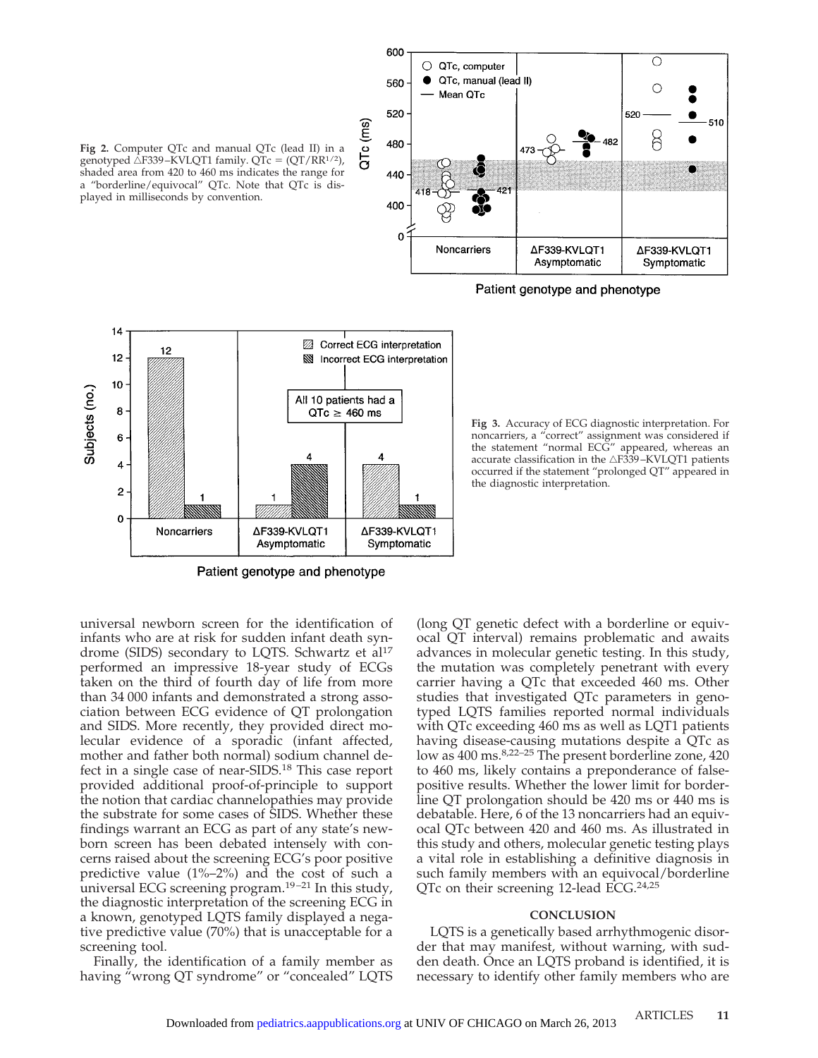600
560
520
480
440
400
0
QTc (ms)
QTc, computer
QTc, manual (lead II)
Mean QTc
418
421
473
482
520
510
Noncarriers
ΔF339-KVLQT1 Asymptomatic
ΔF339-KVLQT1 Symptomatic
Patient genotype and phenotype

**Fig 2.** Computer QTc and manual QTc (lead II) in a genotyped ΔF339–KVLQT1 family. QTc = $(QT/RR^{1/2})$, shaded area from 420 to 460 ms indicates the range for a "borderline/equivocal" QTc. Note that QTc is displayed in milliseconds by convention.

14
12
10
8
6
4
2
0
Subjects (no.)
Correct ECG interpretation
Incorrect ECG interpretation
All 10 patients had a QTc ≥ 460 ms
12
1
1
4
4
1
Noncarriers
ΔF339-KVLQT1 Asymptomatic
ΔF339-KVLQT1 Symptomatic
Patient genotype and phenotype

**Fig 3.** Accuracy of ECG diagnostic interpretation. For noncarriers, a "correct" assignment was considered if the statement "normal ECG" appeared, whereas an accurate classification in the ΔF339–KVLQT1 patients occurred if the statement "prolonged QT" appeared in the diagnostic interpretation.

universal newborn screen for the identification of infants who are at risk for sudden infant death syndrome (SIDS) secondary to LQTS. Schwartz et al[17] performed an impressive 18-year study of ECGs taken on the third of fourth day of life from more than 34 000 infants and demonstrated a strong association between ECG evidence of QT prolongation and SIDS. More recently, they provided direct molecular evidence of a sporadic (infant affected, mother and father both normal) sodium channel defect in a single case of near-SIDS.[18] This case report provided additional proof-of-principle to support the notion that cardiac channelopathies may provide the substrate for some cases of SIDS. Whether these findings warrant an ECG as part of any state's newborn screen has been debated intensely with concerns raised about the screening ECG's poor positive predictive value (1%–2%) and the cost of such a universal ECG screening program.[19–21] In this study, the diagnostic interpretation of the screening ECG in a known, genotyped LQTS family displayed a negative predictive value (70%) that is unacceptable for a screening tool.

Finally, the identification of a family member as having "wrong QT syndrome" or "concealed" LQTS (long QT genetic defect with a borderline or equivocal QT interval) remains problematic and awaits advances in molecular genetic testing. In this study, the mutation was completely penetrant with every carrier having a QTc that exceeded 460 ms. Other studies that investigated QTc parameters in genotyped LQTS families reported normal individuals with QTc exceeding 460 ms as well as LQT1 patients having disease-causing mutations despite a QTc as low as 400 ms.[8,22–25] The present borderline zone, 420 to 460 ms, likely contains a preponderance of false-positive results. Whether the lower limit for borderline QT prolongation should be 420 ms or 440 ms is debatable. Here, 6 of the 13 noncarriers had an equivocal QTc between 420 and 460 ms. As illustrated in this study and others, molecular genetic testing plays a vital role in establishing a definitive diagnosis in such family members with an equivocal/borderline QTc on their screening 12-lead ECG.[24,25]

## CONCLUSION

LQTS is a genetically based arrhythmogenic disorder that may manifest, without warning, with sudden death. Once an LQTS proband is identified, it is necessary to identify other family members who are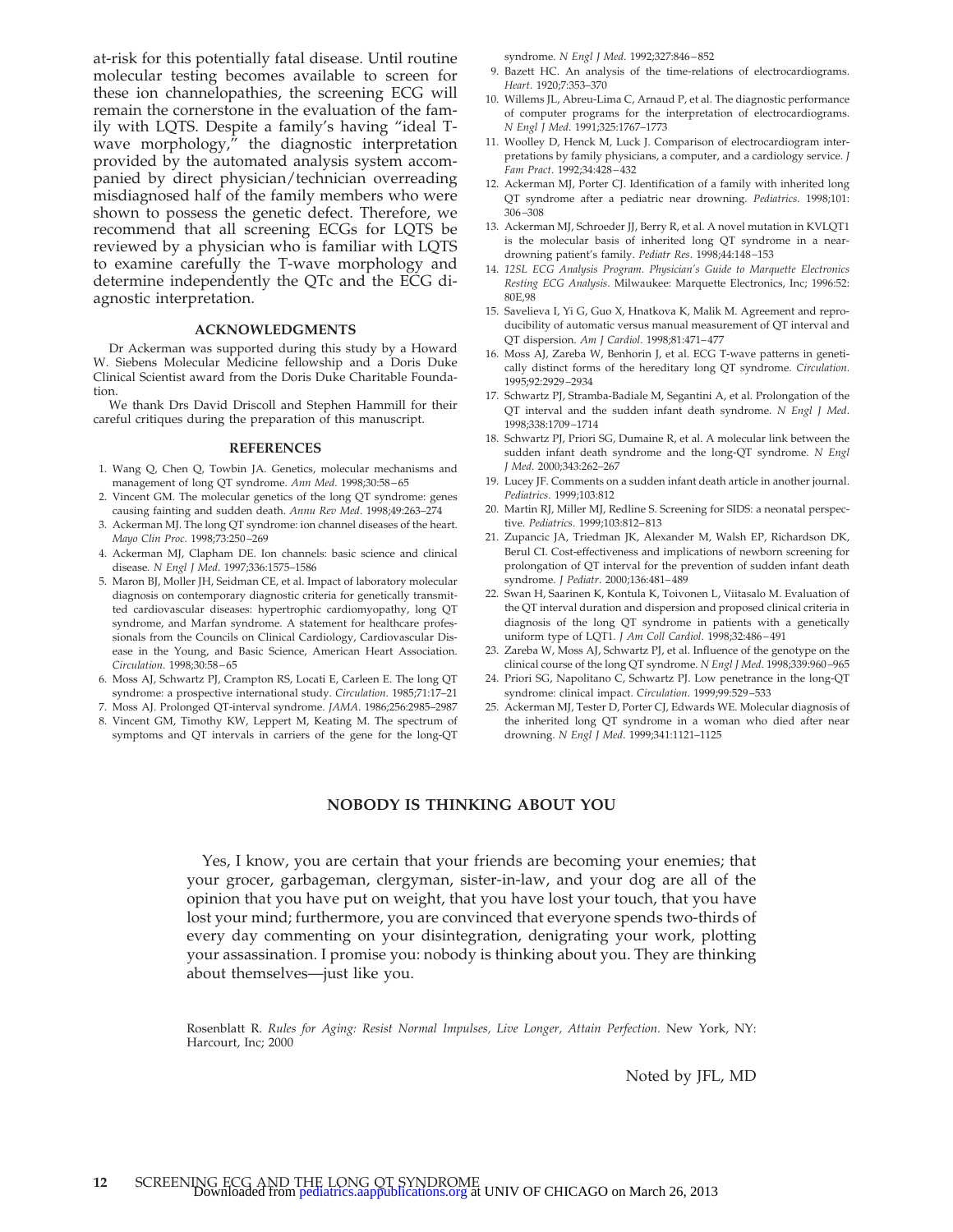at-risk for this potentially fatal disease. Until routine molecular testing becomes available to screen for these ion channelopathies, the screening ECG will remain the cornerstone in the evaluation of the family with LQTS. Despite a family's having "ideal T-wave morphology," the diagnostic interpretation provided by the automated analysis system accompanied by direct physician/technician overreading misdiagnosed half of the family members who were shown to possess the genetic defect. Therefore, we recommend that all screening ECGs for LQTS be reviewed by a physician who is familiar with LQTS to examine carefully the T-wave morphology and determine independently the QTc and the ECG diagnostic interpretation.

## ACKNOWLEDGMENTS

Dr Ackerman was supported during this study by a Howard W. Siebens Molecular Medicine fellowship and a Doris Duke Clinical Scientist award from the Doris Duke Charitable Foundation.

We thank Drs David Driscoll and Stephen Hammill for their careful critiques during the preparation of this manuscript.

## REFERENCES

1. Wang Q, Chen Q, Towbin JA. Genetics, molecular mechanisms and management of long QT syndrome. *Ann Med*. 1998;30:58–65
2. Vincent GM. The molecular genetics of the long QT syndrome: genes causing fainting and sudden death. *Annu Rev Med*. 1998;49:263–274
3. Ackerman MJ. The long QT syndrome: ion channel diseases of the heart. *Mayo Clin Proc*. 1998;73:250–269
4. Ackerman MJ, Clapham DE. Ion channels: basic science and clinical disease. *N Engl J Med*. 1997;336:1575–1586
5. Maron BJ, Moller JH, Seidman CE, et al. Impact of laboratory molecular diagnosis on contemporary diagnostic criteria for genetically transmitted cardiovascular diseases: hypertrophic cardiomyopathy, long QT syndrome, and Marfan syndrome. A statement for healthcare professionals from the Councils on Clinical Cardiology, Cardiovascular Disease in the Young, and Basic Science, American Heart Association. *Circulation*. 1998;30:58–65
6. Moss AJ, Schwartz PJ, Crampton RS, Locati E, Carleen E. The long QT syndrome: a prospective international study. *Circulation*. 1985;71:17–21
7. Moss AJ. Prolonged QT-interval syndrome. *JAMA*. 1986;256:2985–2987
8. Vincent GM, Timothy KW, Leppert M, Keating M. The spectrum of symptoms and QT intervals in carriers of the gene for the long-QT syndrome. *N Engl J Med*. 1992;327:846–852
9. Bazett HC. An analysis of the time-relations of electrocardiograms. *Heart*. 1920;7:353–370
10. Willems JL, Abreu-Lima C, Arnaud P, et al. The diagnostic performance of computer programs for the interpretation of electrocardiograms. *N Engl J Med*. 1991;325:1767–1773
11. Woolley D, Henck M, Luck J. Comparison of electrocardiogram interpretations by family physicians, a computer, and a cardiology service. *J Fam Pract*. 1992;34:428–432
12. Ackerman MJ, Porter CJ. Identification of a family with inherited long QT syndrome after a pediatric near drowning. *Pediatrics*. 1998;101:306–308
13. Ackerman MJ, Schroeder JJ, Berry R, et al. A novel mutation in KVLQT1 is the molecular basis of inherited long QT syndrome in a near-drowning patient's family. *Pediatr Res*. 1998;44:148–153
14. *12SL ECG Analysis Program. Physician's Guide to Marquette Electronics Resting ECG Analysis*. Milwaukee: Marquette Electronics, Inc; 1996:52:80E,98
15. Savelieva I, Yi G, Guo X, Hnatkova K, Malik M. Agreement and reproducibility of automatic versus manual measurement of QT interval and QT dispersion. *Am J Cardiol*. 1998;81:471–477
16. Moss AJ, Zareba W, Benhorin J, et al. ECG T-wave patterns in genetically distinct forms of the hereditary long QT syndrome. *Circulation*. 1995;92:2929–2934
17. Schwartz PJ, Stramba-Badiale M, Segantini A, et al. Prolongation of the QT interval and the sudden infant death syndrome. *N Engl J Med*. 1998;338:1709–1714
18. Schwartz PJ, Priori SG, Dumaine R, et al. A molecular link between the sudden infant death syndrome and the long-QT syndrome. *N Engl J Med*. 2000;343:262–267
19. Lucey JF. Comments on a sudden infant death article in another journal. *Pediatrics*. 1999;103:812
20. Martin RJ, Miller MJ, Redline S. Screening for SIDS: a neonatal perspective. *Pediatrics*. 1999;103:812–813
21. Zupancic JA, Triedman JK, Alexander M, Walsh EP, Richardson DK, Berul CI. Cost-effectiveness and implications of newborn screening for prolongation of QT interval for the prevention of sudden infant death syndrome. *J Pediatr*. 2000;136:481–489
22. Swan H, Saarinen K, Kontula K, Toivonen L, Viitasalo M. Evaluation of the QT interval duration and dispersion and proposed clinical criteria in diagnosis of the long QT syndrome in patients with a genetically uniform type of LQT1. *J Am Coll Cardiol*. 1998;32:486–491
23. Zareba W, Moss AJ, Schwartz PJ, et al. Influence of the genotype on the clinical course of the long QT syndrome. *N Engl J Med*. 1998;339:960–965
24. Priori SG, Napolitano C, Schwartz PJ. Low penetrance in the long-QT syndrome: clinical impact. *Circulation*. 1999;99:529–533
25. Ackerman MJ, Tester D, Porter CJ, Edwards WE. Molecular diagnosis of the inherited long QT syndrome in a woman who died after near drowning. *N Engl J Med*. 1999;341:1121–1125

## NOBODY IS THINKING ABOUT YOU

Yes, I know, you are certain that your friends are becoming your enemies; that your grocer, garbageman, clergyman, sister-in-law, and your dog are all of the opinion that you have put on weight, that you have lost your touch, that you have lost your mind; furthermore, you are convinced that everyone spends two-thirds of every day commenting on your disintegration, denigrating your work, plotting your assassination. I promise you: nobody is thinking about you. They are thinking about themselves—just like you.

Rosenblatt R. *Rules for Aging: Resist Normal Impulses, Live Longer, Attain Perfection.* New York, NY: Harcourt, Inc; 2000

Noted by JFL, MD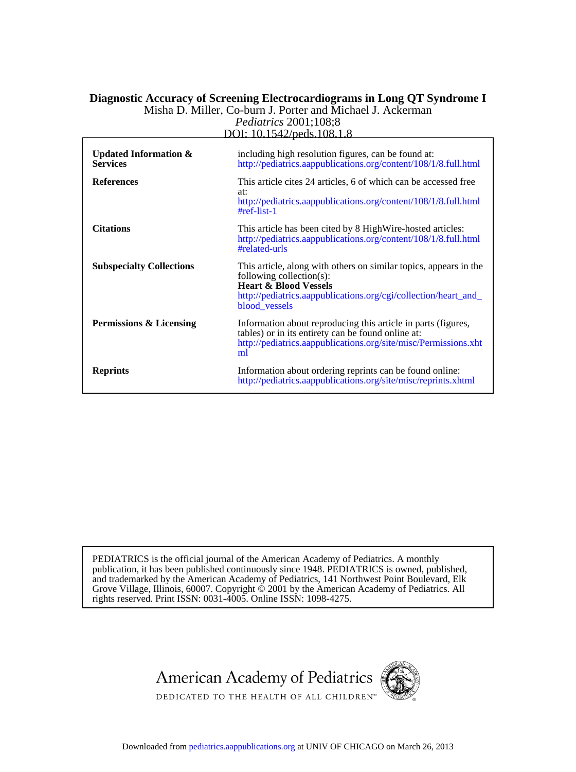**Diagnostic Accuracy of Screening Electrocardiograms in Long QT Syndrome I**

Misha D. Miller, Co-burn J. Porter and Michael J. Ackerman

*Pediatrics* 2001;108;8

DOI: 10.1542/peds.108.1.8

| | |
|---|---|
| **Updated Information & Services** | including high resolution figures, can be found at: http://pediatrics.aappublications.org/content/108/1/8.full.html |
| **References** | This article cites 24 articles, 6 of which can be accessed free at: http://pediatrics.aappublications.org/content/108/1/8.full.html#ref-list-1 |
| **Citations** | This article has been cited by 8 HighWire-hosted articles: http://pediatrics.aappublications.org/content/108/1/8.full.html#related-urls |
| **Subspecialty Collections** | This article, along with others on similar topics, appears in the following collection(s): **Heart & Blood Vessels** http://pediatrics.aappublications.org/cgi/collection/heart_and_blood_vessels |
| **Permissions & Licensing** | Information about reproducing this article in parts (figures, tables) or in its entirety can be found online at: http://pediatrics.aappublications.org/site/misc/Permissions.xhtml |
| **Reprints** | Information about ordering reprints can be found online: http://pediatrics.aappublications.org/site/misc/reprints.xhtml |

PEDIATRICS is the official journal of the American Academy of Pediatrics. A monthly publication, it has been published continuously since 1948. PEDIATRICS is owned, published, and trademarked by the American Academy of Pediatrics, 141 Northwest Point Boulevard, Elk Grove Village, Illinois, 60007. Copyright © 2001 by the American Academy of Pediatrics. All rights reserved. Print ISSN: 0031-4005. Online ISSN: 1098-4275.

American Academy of Pediatrics

DEDICATED TO THE HEALTH OF ALL CHILDREN™

Downloaded from pediatrics.aappublications.org at UNIV OF CHICAGO on March 26, 2013